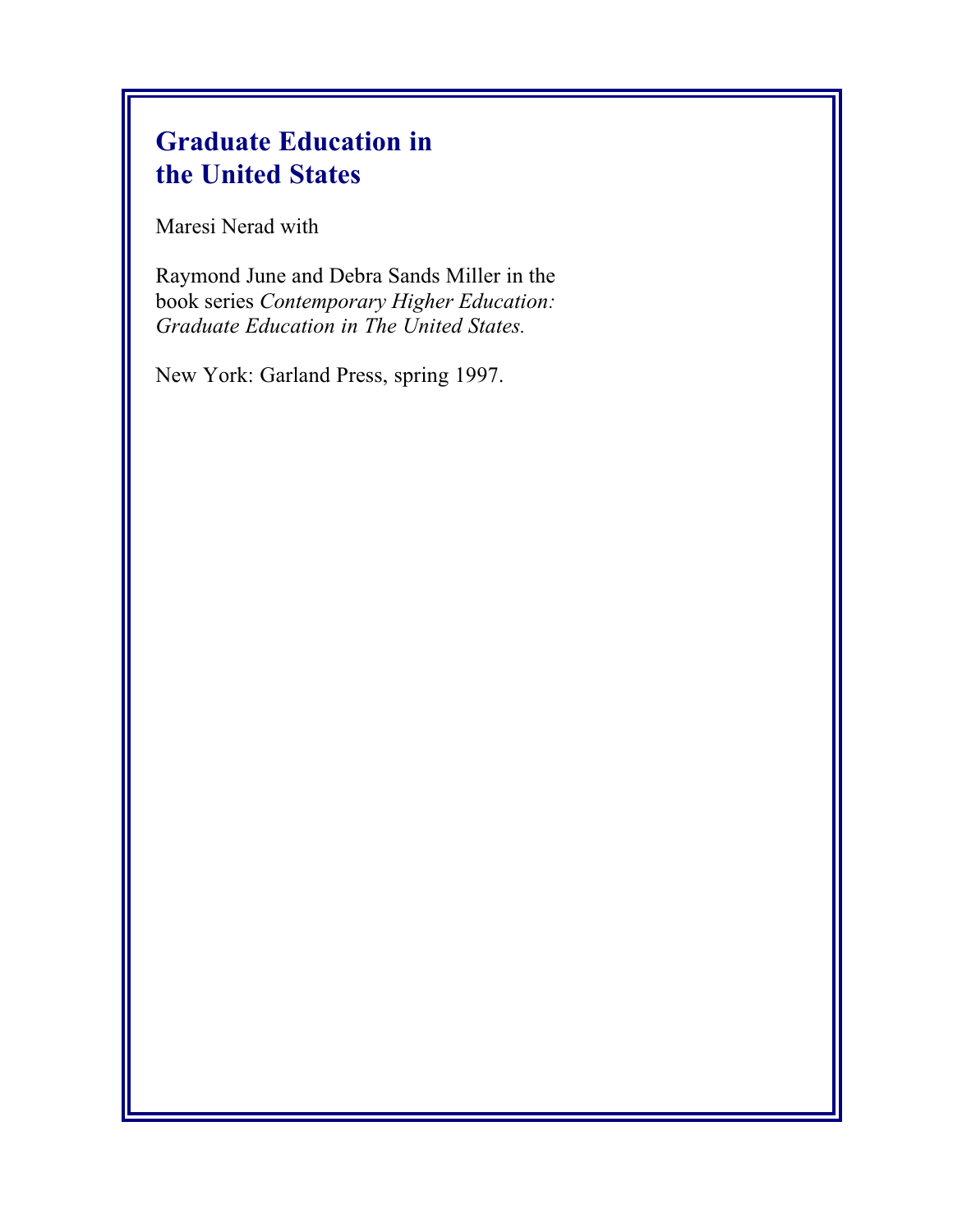# Graduate Education in the United States

Maresi Nerad with

Raymond June and Debra Sands Miller in the book series *Contemporary Higher Education: Graduate Education in The United States.*

New York: Garland Press, spring 1997.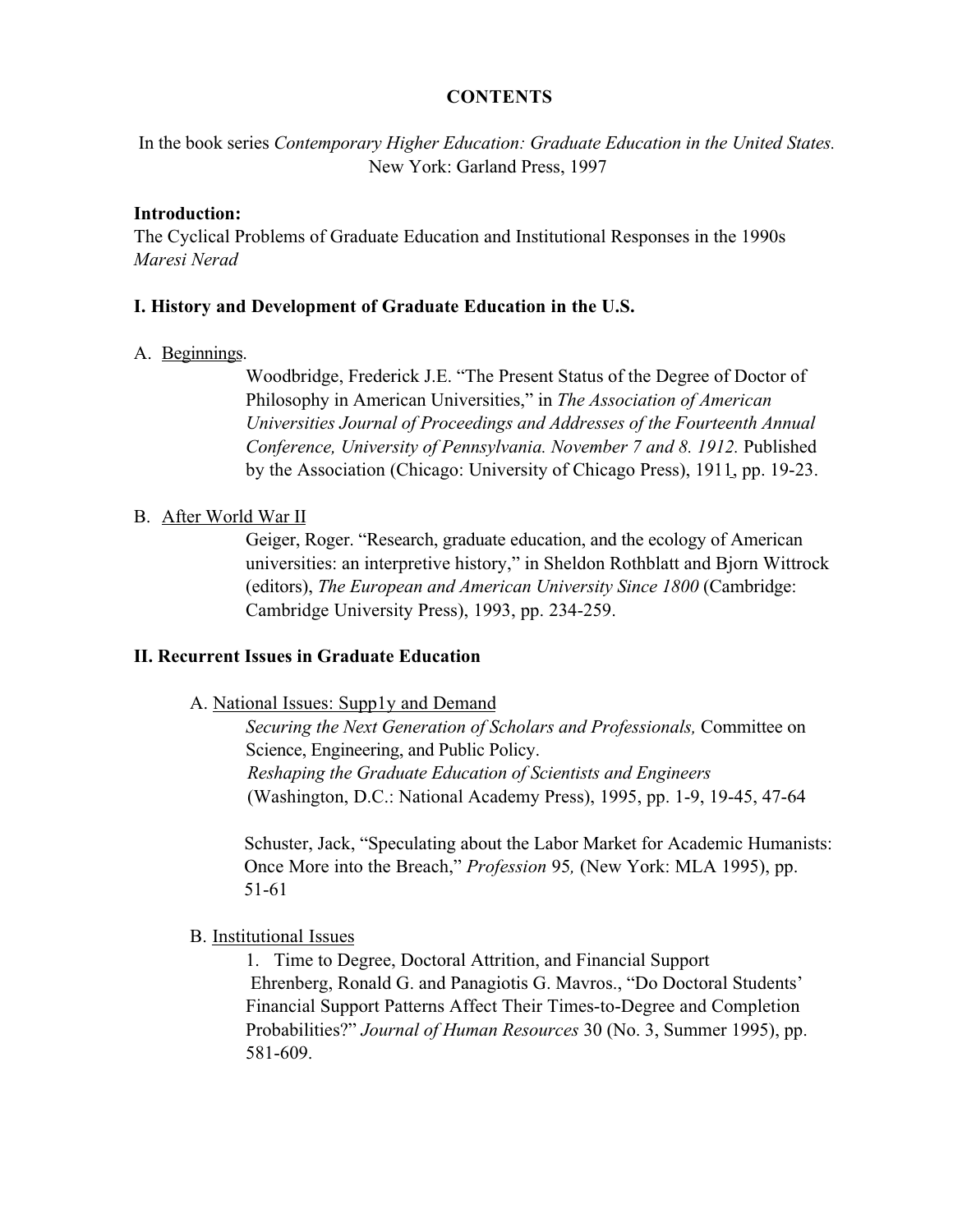**CONTENTS**

In the book series *Contemporary Higher Education: Graduate Education in the United States.* New York: Garland Press, 1997

**Introduction:**
The Cyclical Problems of Graduate Education and Institutional Responses in the 1990s
*Maresi Nerad*

## I. History and Development of Graduate Education in the U.S.

A. Beginnings.

Woodbridge, Frederick J.E. "The Present Status of the Degree of Doctor of Philosophy in American Universities," in *The Association of American Universities Journal of Proceedings and Addresses of the Fourteenth Annual Conference, University of Pennsylvania. November 7 and 8. 1912.* Published by the Association (Chicago: University of Chicago Press), 1911, pp. 19-23.

B. After World War II

Geiger, Roger. "Research, graduate education, and the ecology of American universities: an interpretive history," in Sheldon Rothblatt and Bjorn Wittrock (editors), *The European and American University Since 1800* (Cambridge: Cambridge University Press), 1993, pp. 234-259.

## II. Recurrent Issues in Graduate Education

A. National Issues: Supp1y and Demand

*Securing the Next Generation of Scholars and Professionals,* Committee on Science, Engineering, and Public Policy.
*Reshaping the Graduate Education of Scientists and Engineers* (Washington, D.C.: National Academy Press), 1995, pp. 1-9, 19-45, 47-64

Schuster, Jack, "Speculating about the Labor Market for Academic Humanists: Once More into the Breach," *Profession* 95*,* (New York: MLA 1995), pp. 51-61

B. Institutional Issues

1. Time to Degree, Doctoral Attrition, and Financial Support

Ehrenberg, Ronald G. and Panagiotis G. Mavros., "Do Doctoral Students' Financial Support Patterns Affect Their Times-to-Degree and Completion Probabilities?" *Journal of Human Resources* 30 (No. 3, Summer 1995), pp. 581-609.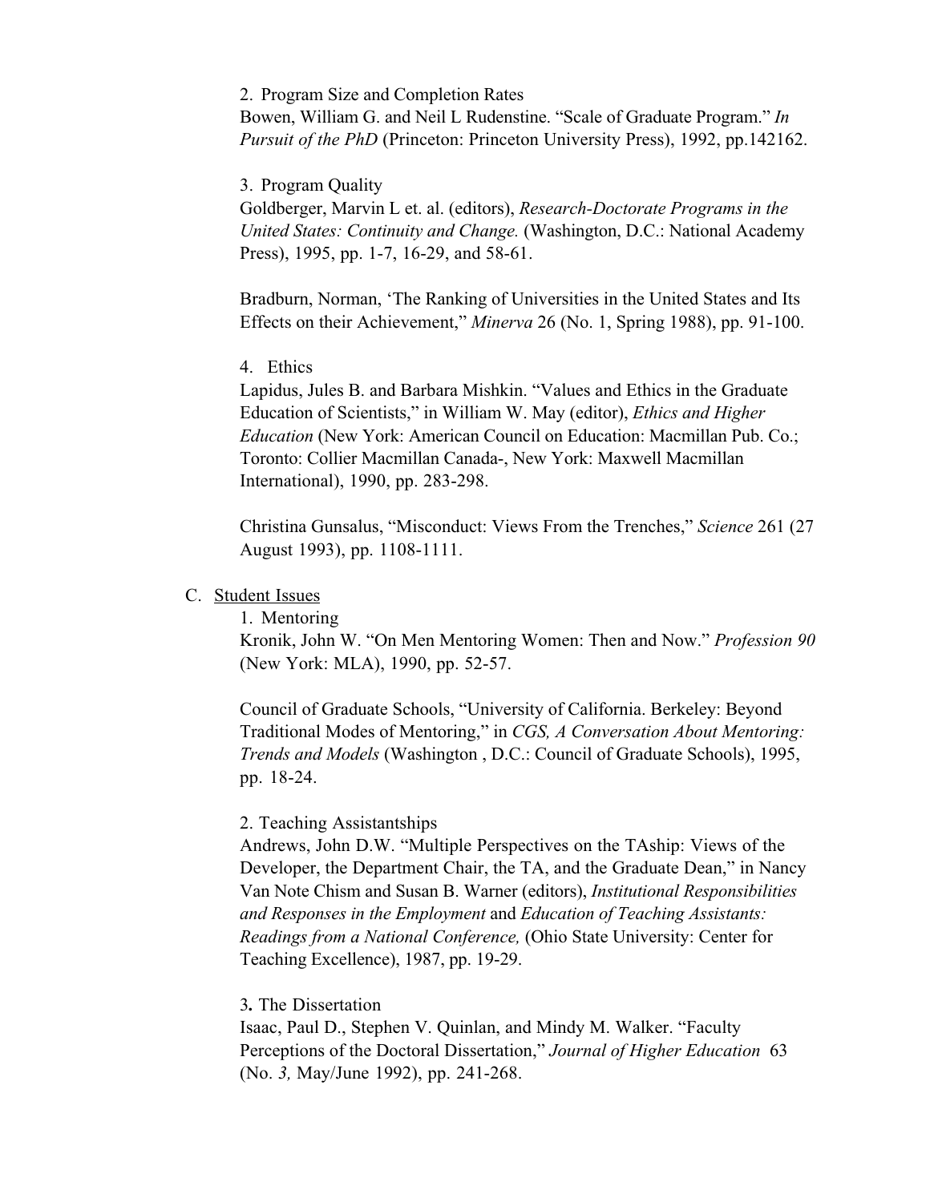2. Program Size and Completion Rates

Bowen, William G. and Neil L Rudenstine. "Scale of Graduate Program." *In Pursuit of the PhD* (Princeton: Princeton University Press), 1992, pp.142162.

3. Program Quality

Goldberger, Marvin L et. al. (editors), *Research-Doctorate Programs in the United States: Continuity and Change.* (Washington, D.C.: National Academy Press), 1995, pp. 1-7, 16-29, and 58-61.

Bradburn, Norman, 'The Ranking of Universities in the United States and Its Effects on their Achievement," *Minerva* 26 (No. 1, Spring 1988), pp. 91-100.

4. Ethics

Lapidus, Jules B. and Barbara Mishkin. "Values and Ethics in the Graduate Education of Scientists," in William W. May (editor), *Ethics and Higher Education* (New York: American Council on Education: Macmillan Pub. Co.; Toronto: Collier Macmillan Canada-, New York: Maxwell Macmillan International), 1990, pp. 283-298.

Christina Gunsalus, "Misconduct: Views From the Trenches," *Science* 261 (27 August 1993), pp. 1108-1111.

C. <u>Student Issues</u>

1. Mentoring

Kronik, John W. "On Men Mentoring Women: Then and Now." *Profession 90* (New York: MLA), 1990, pp. 52-57.

Council of Graduate Schools, "University of California. Berkeley: Beyond Traditional Modes of Mentoring," in *CGS, A Conversation About Mentoring: Trends and Models* (Washington , D.C.: Council of Graduate Schools), 1995, pp. 18-24.

2. Teaching Assistantships

Andrews, John D.W. "Multiple Perspectives on the TAship: Views of the Developer, the Department Chair, the TA, and the Graduate Dean," in Nancy Van Note Chism and Susan B. Warner (editors), *Institutional Responsibilities and Responses in the Employment* and *Education of Teaching Assistants: Readings from a National Conference,* (Ohio State University: Center for Teaching Excellence), 1987, pp. 19-29.

3**.** The Dissertation

Isaac, Paul D., Stephen V. Quinlan, and Mindy M. Walker. "Faculty Perceptions of the Doctoral Dissertation," *Journal of Higher Education* 63 (No. *3,* May/June 1992), pp. 241-268.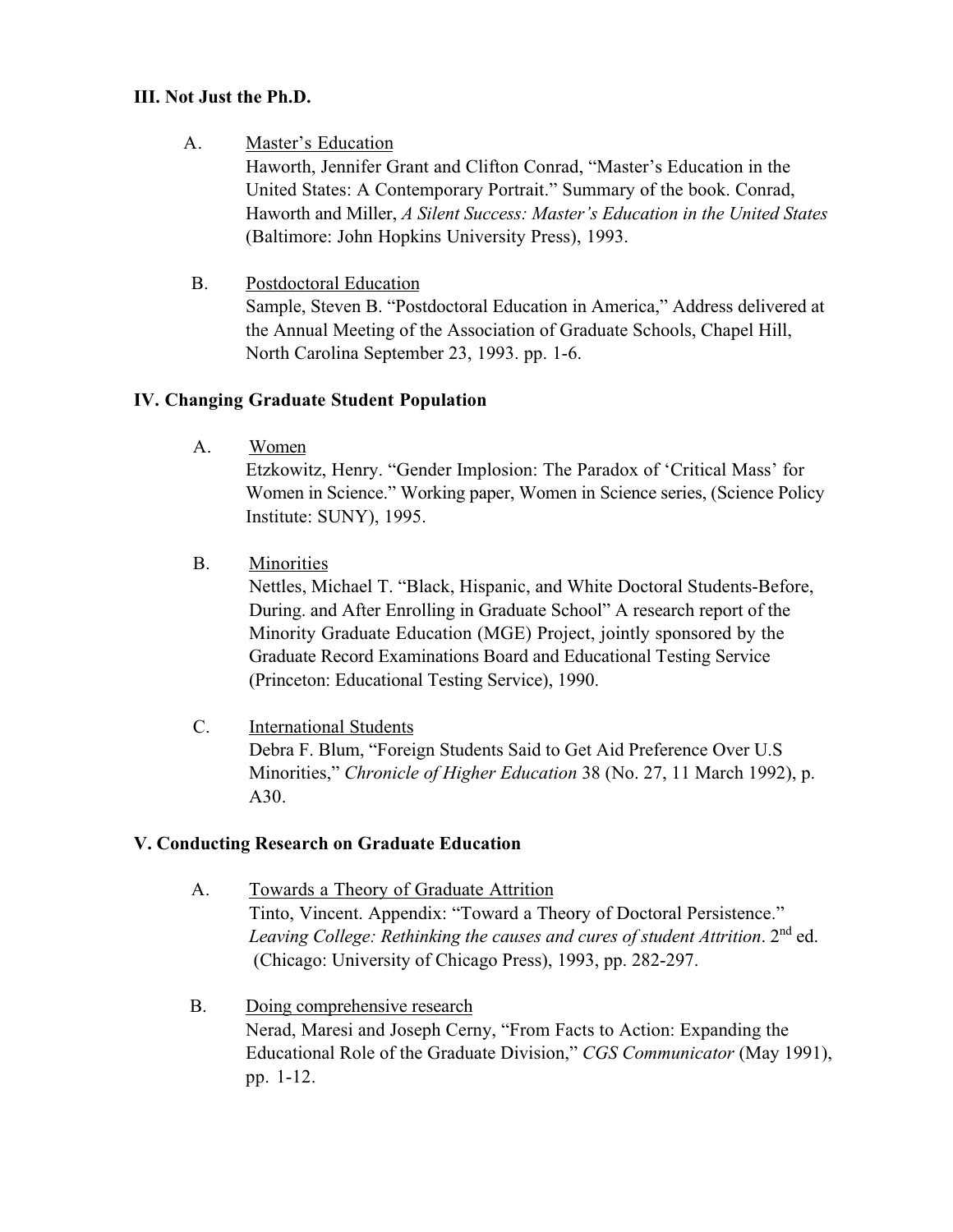## III. Not Just the Ph.D.

A. Master's Education

Haworth, Jennifer Grant and Clifton Conrad, "Master's Education in the United States: A Contemporary Portrait." Summary of the book. Conrad, Haworth and Miller, *A Silent Success: Master's Education in the United States* (Baltimore: John Hopkins University Press), 1993.

B. Postdoctoral Education

Sample, Steven B. "Postdoctoral Education in America," Address delivered at the Annual Meeting of the Association of Graduate Schools, Chapel Hill, North Carolina September 23, 1993. pp. 1-6.

## IV. Changing Graduate Student Population

A. Women

Etzkowitz, Henry. "Gender Implosion: The Paradox of 'Critical Mass' for Women in Science." Working paper, Women in Science series, (Science Policy Institute: SUNY), 1995.

B. Minorities

Nettles, Michael T. "Black, Hispanic, and White Doctoral Students-Before, During. and After Enrolling in Graduate School" A research report of the Minority Graduate Education (MGE) Project, jointly sponsored by the Graduate Record Examinations Board and Educational Testing Service (Princeton: Educational Testing Service), 1990.

C. International Students

Debra F. Blum, "Foreign Students Said to Get Aid Preference Over U.S Minorities," *Chronicle of Higher Education* 38 (No. 27, 11 March 1992), p. A30.

## V. Conducting Research on Graduate Education

A. Towards a Theory of Graduate Attrition

Tinto, Vincent. Appendix: "Toward a Theory of Doctoral Persistence." *Leaving College: Rethinking the causes and cures of student Attrition*. 2nd ed. (Chicago: University of Chicago Press), 1993, pp. 282-297.

B. Doing comprehensive research

Nerad, Maresi and Joseph Cerny, "From Facts to Action: Expanding the Educational Role of the Graduate Division," *CGS Communicator* (May 1991), pp. 1-12.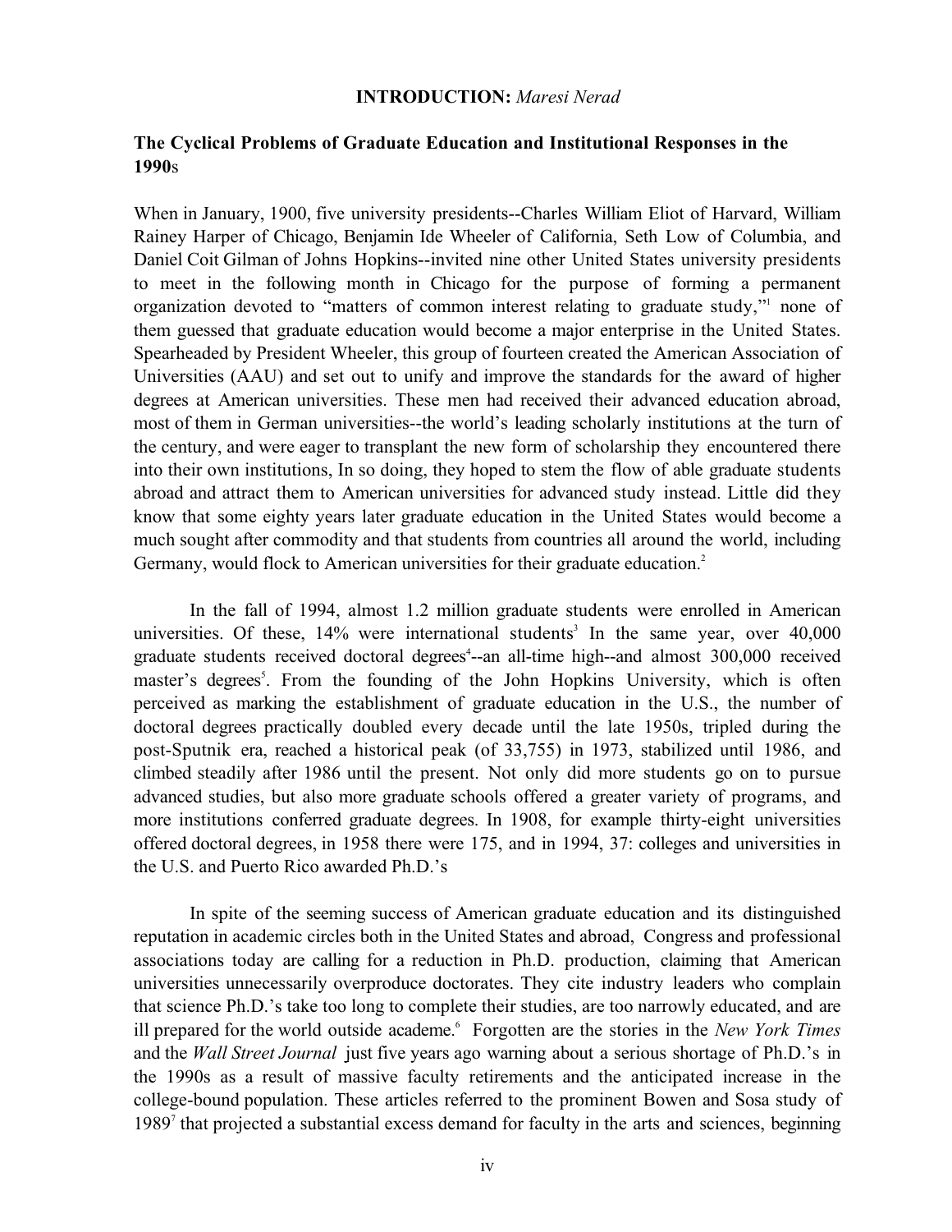**INTRODUCTION:** *Maresi Nerad*

## The Cyclical Problems of Graduate Education and Institutional Responses in the 1990s

When in January, 1900, five university presidents--Charles William Eliot of Harvard, William Rainey Harper of Chicago, Benjamin Ide Wheeler of California, Seth Low of Columbia, and Daniel Coit Gilman of Johns Hopkins--invited nine other United States university presidents to meet in the following month in Chicago for the purpose of forming a permanent organization devoted to "matters of common interest relating to graduate study,"[1] none of them guessed that graduate education would become a major enterprise in the United States. Spearheaded by President Wheeler, this group of fourteen created the American Association of Universities (AAU) and set out to unify and improve the standards for the award of higher degrees at American universities. These men had received their advanced education abroad, most of them in German universities--the world's leading scholarly institutions at the turn of the century, and were eager to transplant the new form of scholarship they encountered there into their own institutions, In so doing, they hoped to stem the flow of able graduate students abroad and attract them to American universities for advanced study instead. Little did they know that some eighty years later graduate education in the United States would become a much sought after commodity and that students from countries all around the world, including Germany, would flock to American universities for their graduate education.[2]

In the fall of 1994, almost 1.2 million graduate students were enrolled in American universities. Of these, 14% were international students[3] In the same year, over 40,000 graduate students received doctoral degrees[4]--an all-time high--and almost 300,000 received master's degrees[5]. From the founding of the John Hopkins University, which is often perceived as marking the establishment of graduate education in the U.S., the number of doctoral degrees practically doubled every decade until the late 1950s, tripled during the post-Sputnik era, reached a historical peak (of 33,755) in 1973, stabilized until 1986, and climbed steadily after 1986 until the present. Not only did more students go on to pursue advanced studies, but also more graduate schools offered a greater variety of programs, and more institutions conferred graduate degrees. In 1908, for example thirty-eight universities offered doctoral degrees, in 1958 there were 175, and in 1994, 37: colleges and universities in the U.S. and Puerto Rico awarded Ph.D.'s

In spite of the seeming success of American graduate education and its distinguished reputation in academic circles both in the United States and abroad, Congress and professional associations today are calling for a reduction in Ph.D. production, claiming that American universities unnecessarily overproduce doctorates. They cite industry leaders who complain that science Ph.D.'s take too long to complete their studies, are too narrowly educated, and are ill prepared for the world outside academe.[6] Forgotten are the stories in the *New York Times* and the *Wall Street Journal* just five years ago warning about a serious shortage of Ph.D.'s in the 1990s as a result of massive faculty retirements and the anticipated increase in the college-bound population. These articles referred to the prominent Bowen and Sosa study of 1989[7] that projected a substantial excess demand for faculty in the arts and sciences, beginning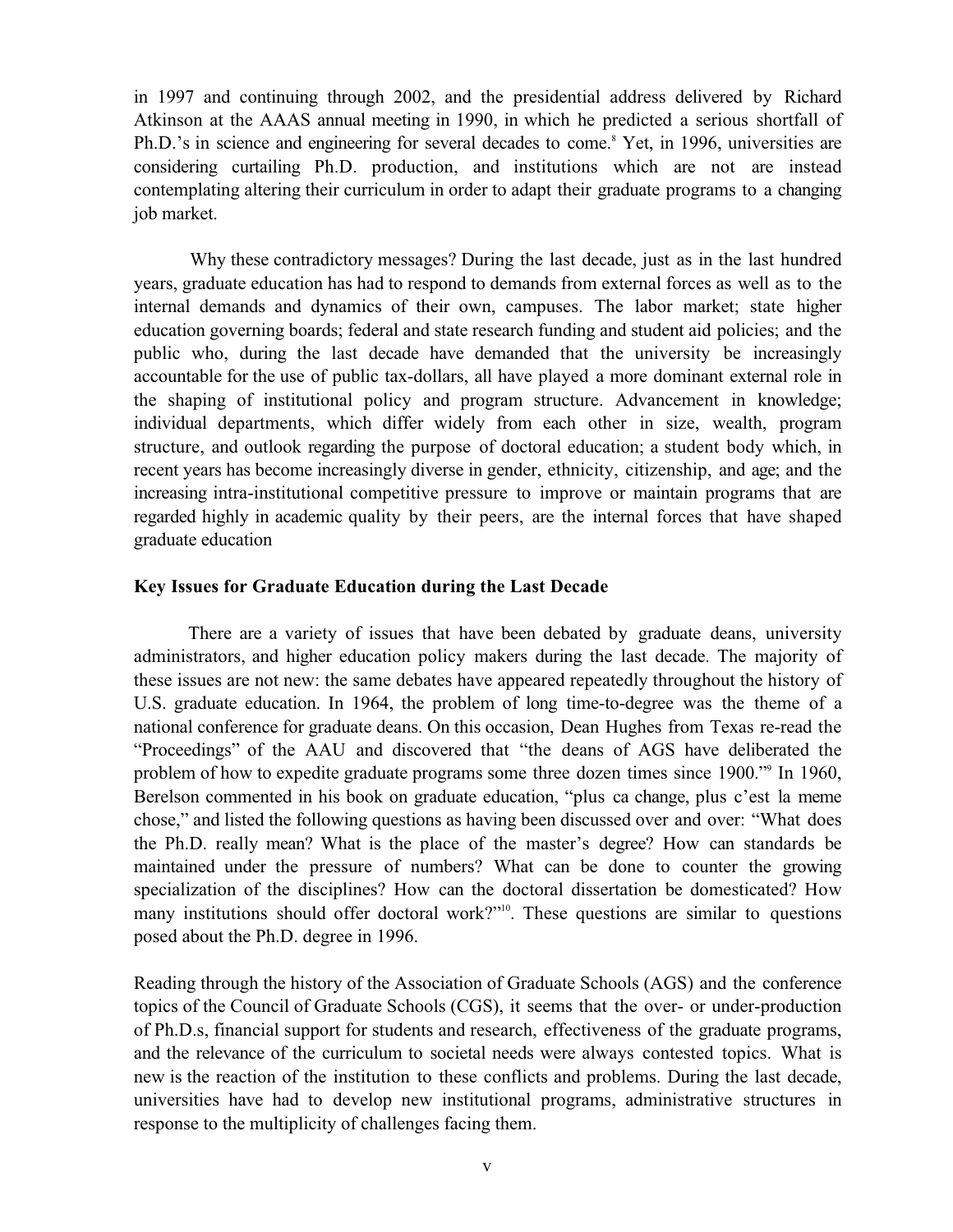in 1997 and continuing through 2002, and the presidential address delivered by Richard Atkinson at the AAAS annual meeting in 1990, in which he predicted a serious shortfall of Ph.D.'s in science and engineering for several decades to come.[8] Yet, in 1996, universities are considering curtailing Ph.D. production, and institutions which are not are instead contemplating altering their curriculum in order to adapt their graduate programs to a changing job market.

Why these contradictory messages? During the last decade, just as in the last hundred years, graduate education has had to respond to demands from external forces as well as to the internal demands and dynamics of their own, campuses. The labor market; state higher education governing boards; federal and state research funding and student aid policies; and the public who, during the last decade have demanded that the university be increasingly accountable for the use of public tax-dollars, all have played a more dominant external role in the shaping of institutional policy and program structure. Advancement in knowledge; individual departments, which differ widely from each other in size, wealth, program structure, and outlook regarding the purpose of doctoral education; a student body which, in recent years has become increasingly diverse in gender, ethnicity, citizenship, and age; and the increasing intra-institutional competitive pressure to improve or maintain programs that are regarded highly in academic quality by their peers, are the internal forces that have shaped graduate education

**Key Issues for Graduate Education during the Last Decade**

There are a variety of issues that have been debated by graduate deans, university administrators, and higher education policy makers during the last decade. The majority of these issues are not new: the same debates have appeared repeatedly throughout the history of U.S. graduate education. In 1964, the problem of long time-to-degree was the theme of a national conference for graduate deans. On this occasion, Dean Hughes from Texas re-read the "Proceedings" of the AAU and discovered that "the deans of AGS have deliberated the problem of how to expedite graduate programs some three dozen times since 1900."[9] In 1960, Berelson commented in his book on graduate education, "plus ca change, plus c'est la meme chose," and listed the following questions as having been discussed over and over: "What does the Ph.D. really mean? What is the place of the master's degree? How can standards be maintained under the pressure of numbers? What can be done to counter the growing specialization of the disciplines? How can the doctoral dissertation be domesticated? How many institutions should offer doctoral work?"[10]. These questions are similar to questions posed about the Ph.D. degree in 1996.

Reading through the history of the Association of Graduate Schools (AGS) and the conference topics of the Council of Graduate Schools (CGS), it seems that the over- or under-production of Ph.D.s, financial support for students and research, effectiveness of the graduate programs, and the relevance of the curriculum to societal needs were always contested topics. What is new is the reaction of the institution to these conflicts and problems. During the last decade, universities have had to develop new institutional programs, administrative structures in response to the multiplicity of challenges facing them.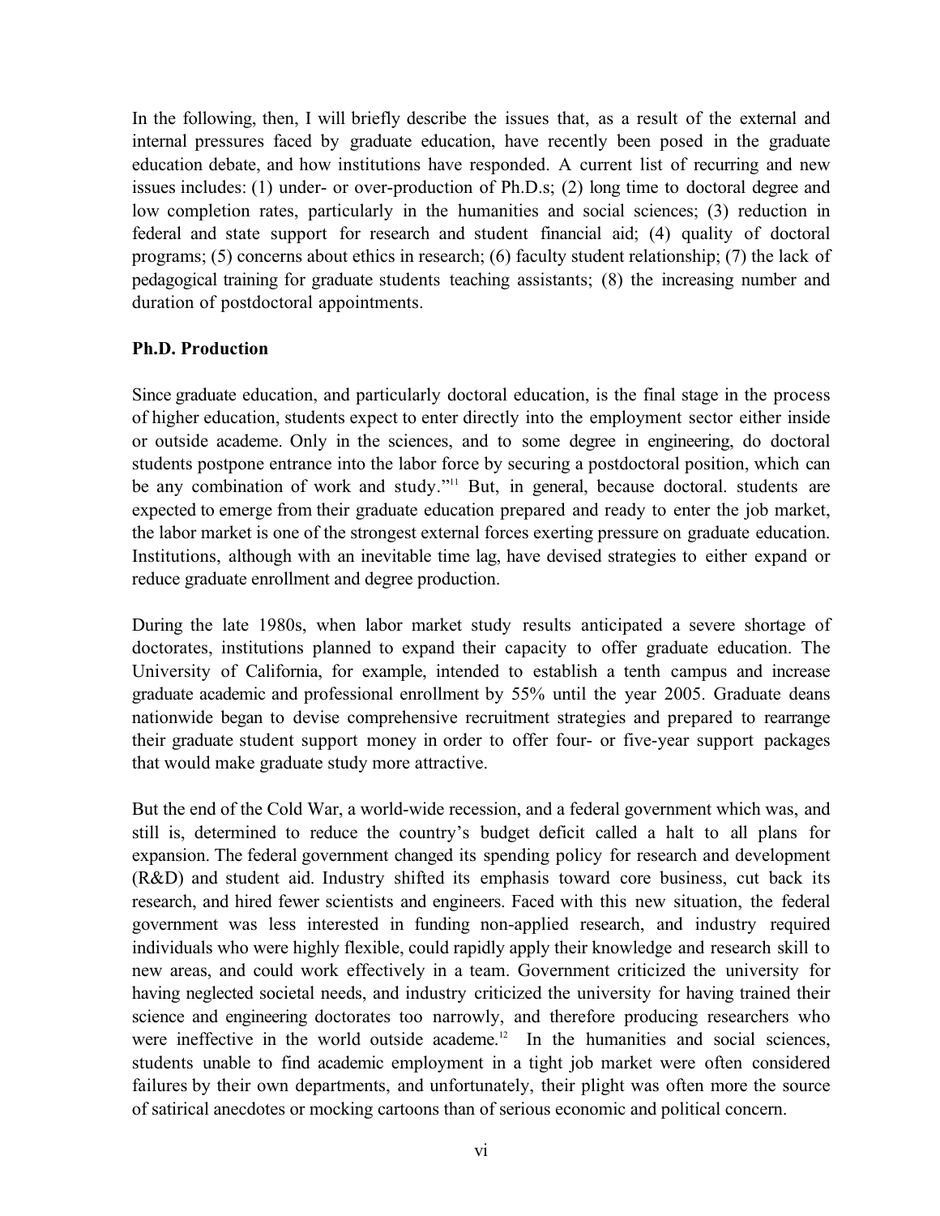In the following, then, I will briefly describe the issues that, as a result of the external and internal pressures faced by graduate education, have recently been posed in the graduate education debate, and how institutions have responded. A current list of recurring and new issues includes: (1) under- or over-production of Ph.D.s; (2) long time to doctoral degree and low completion rates, particularly in the humanities and social sciences; (3) reduction in federal and state support for research and student financial aid; (4) quality of doctoral programs; (5) concerns about ethics in research; (6) faculty student relationship; (7) the lack of pedagogical training for graduate students teaching assistants; (8) the increasing number and duration of postdoctoral appointments.

**Ph.D. Production**

Since graduate education, and particularly doctoral education, is the final stage in the process of higher education, students expect to enter directly into the employment sector either inside or outside academe. Only in the sciences, and to some degree in engineering, do doctoral students postpone entrance into the labor force by securing a postdoctoral position, which can be any combination of work and study."[11] But, in general, because doctoral. students are expected to emerge from their graduate education prepared and ready to enter the job market, the labor market is one of the strongest external forces exerting pressure on graduate education. Institutions, although with an inevitable time lag, have devised strategies to either expand or reduce graduate enrollment and degree production.

During the late 1980s, when labor market study results anticipated a severe shortage of doctorates, institutions planned to expand their capacity to offer graduate education. The University of California, for example, intended to establish a tenth campus and increase graduate academic and professional enrollment by 55% until the year 2005. Graduate deans nationwide began to devise comprehensive recruitment strategies and prepared to rearrange their graduate student support money in order to offer four- or five-year support packages that would make graduate study more attractive.

But the end of the Cold War, a world-wide recession, and a federal government which was, and still is, determined to reduce the country's budget deficit called a halt to all plans for expansion. The federal government changed its spending policy for research and development (R&D) and student aid. Industry shifted its emphasis toward core business, cut back its research, and hired fewer scientists and engineers. Faced with this new situation, the federal government was less interested in funding non-applied research, and industry required individuals who were highly flexible, could rapidly apply their knowledge and research skill to new areas, and could work effectively in a team. Government criticized the university for having neglected societal needs, and industry criticized the university for having trained their science and engineering doctorates too narrowly, and therefore producing researchers who were ineffective in the world outside academe.[12] In the humanities and social sciences, students unable to find academic employment in a tight job market were often considered failures by their own departments, and unfortunately, their plight was often more the source of satirical anecdotes or mocking cartoons than of serious economic and political concern.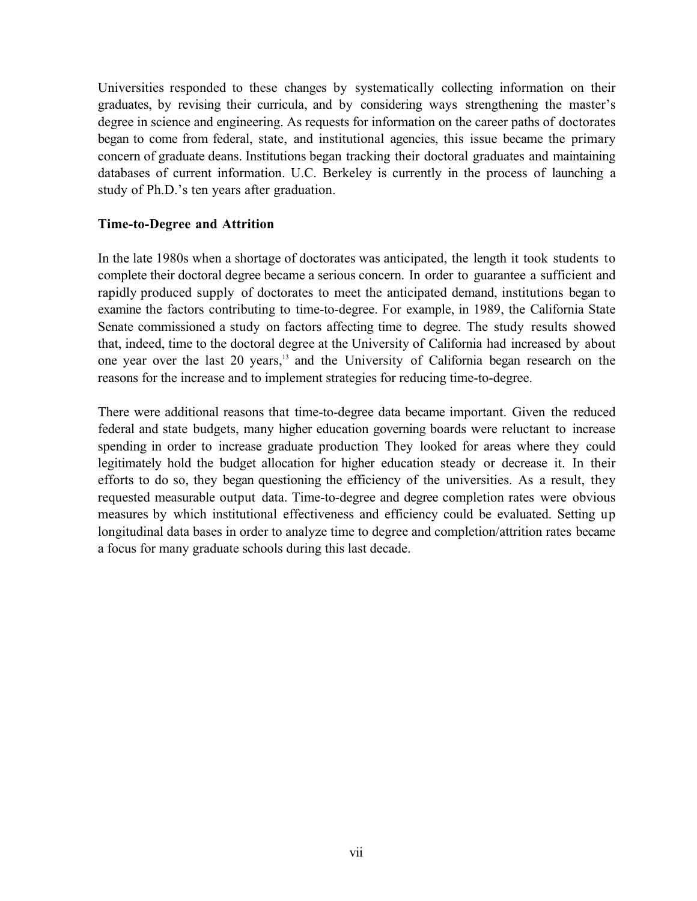Universities responded to these changes by systematically collecting information on their graduates, by revising their curricula, and by considering ways strengthening the master's degree in science and engineering. As requests for information on the career paths of doctorates began to come from federal, state, and institutional agencies, this issue became the primary concern of graduate deans. Institutions began tracking their doctoral graduates and maintaining databases of current information. U.C. Berkeley is currently in the process of launching a study of Ph.D.'s ten years after graduation.

**Time-to-Degree and Attrition**

In the late 1980s when a shortage of doctorates was anticipated, the length it took students to complete their doctoral degree became a serious concern. In order to guarantee a sufficient and rapidly produced supply of doctorates to meet the anticipated demand, institutions began to examine the factors contributing to time-to-degree. For example, in 1989, the California State Senate commissioned a study on factors affecting time to degree. The study results showed that, indeed, time to the doctoral degree at the University of California had increased by about one year over the last 20 years,[13] and the University of California began research on the reasons for the increase and to implement strategies for reducing time-to-degree.

There were additional reasons that time-to-degree data became important. Given the reduced federal and state budgets, many higher education governing boards were reluctant to increase spending in order to increase graduate production They looked for areas where they could legitimately hold the budget allocation for higher education steady or decrease it. In their efforts to do so, they began questioning the efficiency of the universities. As a result, they requested measurable output data. Time-to-degree and degree completion rates were obvious measures by which institutional effectiveness and efficiency could be evaluated. Setting up longitudinal data bases in order to analyze time to degree and completion/attrition rates became a focus for many graduate schools during this last decade.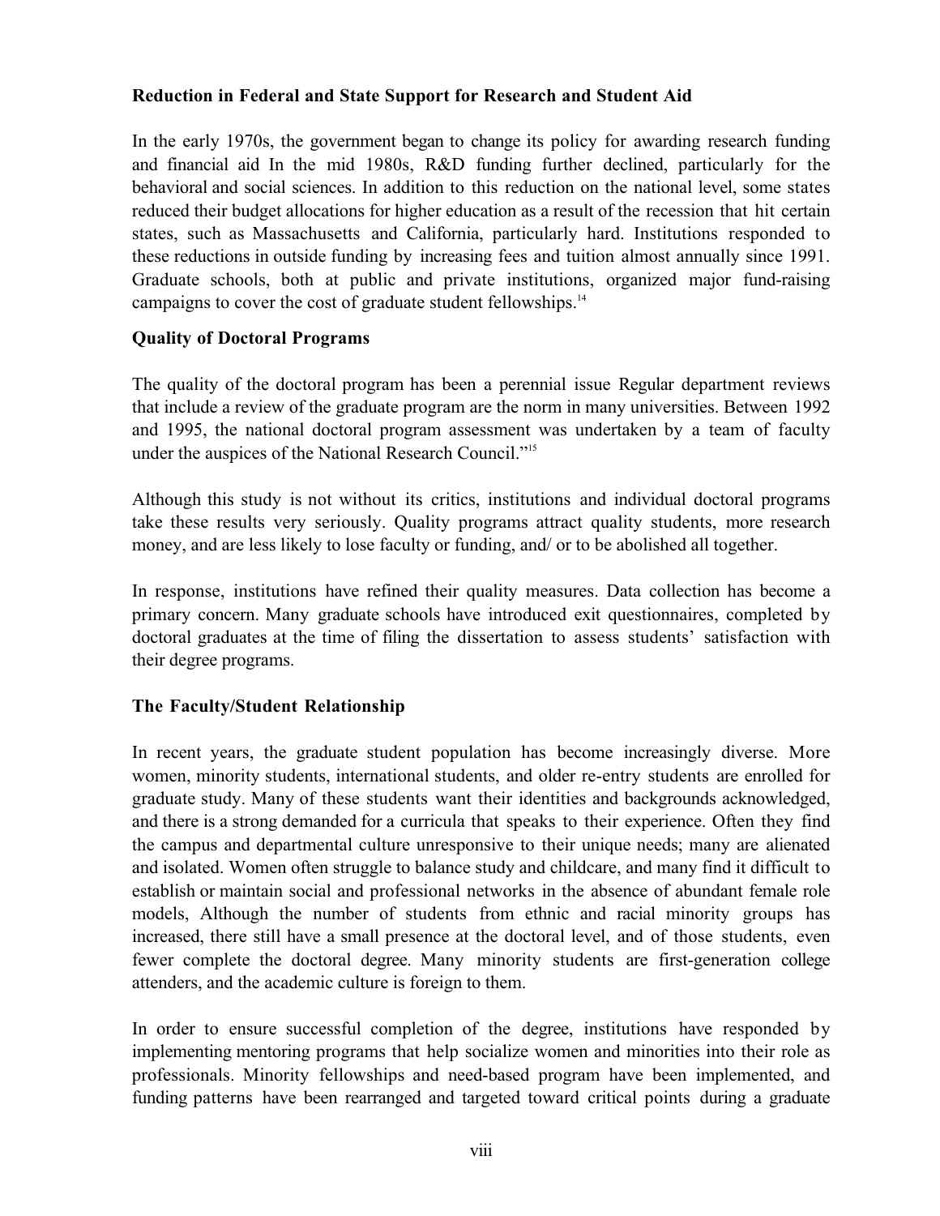**Reduction in Federal and State Support for Research and Student Aid**

In the early 1970s, the government began to change its policy for awarding research funding and financial aid In the mid 1980s, R&D funding further declined, particularly for the behavioral and social sciences. In addition to this reduction on the national level, some states reduced their budget allocations for higher education as a result of the recession that hit certain states, such as Massachusetts and California, particularly hard. Institutions responded to these reductions in outside funding by increasing fees and tuition almost annually since 1991. Graduate schools, both at public and private institutions, organized major fund-raising campaigns to cover the cost of graduate student fellowships.[14]

**Quality of Doctoral Programs**

The quality of the doctoral program has been a perennial issue Regular department reviews that include a review of the graduate program are the norm in many universities. Between 1992 and 1995, the national doctoral program assessment was undertaken by a team of faculty under the auspices of the National Research Council."[15]

Although this study is not without its critics, institutions and individual doctoral programs take these results very seriously. Quality programs attract quality students, more research money, and are less likely to lose faculty or funding, and/ or to be abolished all together.

In response, institutions have refined their quality measures. Data collection has become a primary concern. Many graduate schools have introduced exit questionnaires, completed by doctoral graduates at the time of filing the dissertation to assess students' satisfaction with their degree programs.

**The Faculty/Student Relationship**

In recent years, the graduate student population has become increasingly diverse. More women, minority students, international students, and older re-entry students are enrolled for graduate study. Many of these students want their identities and backgrounds acknowledged, and there is a strong demanded for a curricula that speaks to their experience. Often they find the campus and departmental culture unresponsive to their unique needs; many are alienated and isolated. Women often struggle to balance study and childcare, and many find it difficult to establish or maintain social and professional networks in the absence of abundant female role models, Although the number of students from ethnic and racial minority groups has increased, there still have a small presence at the doctoral level, and of those students, even fewer complete the doctoral degree. Many minority students are first-generation college attenders, and the academic culture is foreign to them.

In order to ensure successful completion of the degree, institutions have responded by implementing mentoring programs that help socialize women and minorities into their role as professionals. Minority fellowships and need-based program have been implemented, and funding patterns have been rearranged and targeted toward critical points during a graduate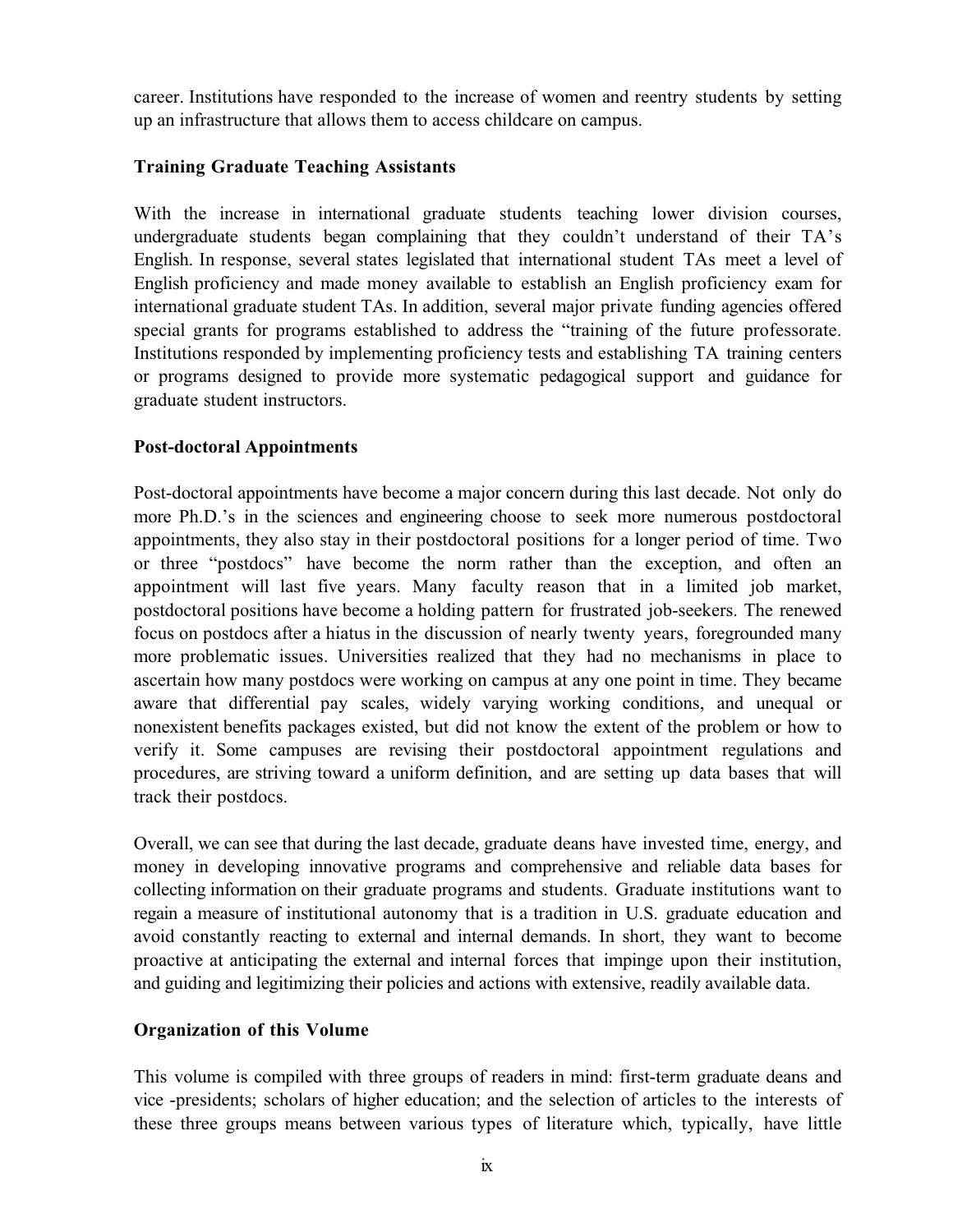career. Institutions have responded to the increase of women and reentry students by setting up an infrastructure that allows them to access childcare on campus.

### Training Graduate Teaching Assistants

With the increase in international graduate students teaching lower division courses, undergraduate students began complaining that they couldn't understand of their TA's English. In response, several states legislated that international student TAs meet a level of English proficiency and made money available to establish an English proficiency exam for international graduate student TAs. In addition, several major private funding agencies offered special grants for programs established to address the "training of the future professorate. Institutions responded by implementing proficiency tests and establishing TA training centers or programs designed to provide more systematic pedagogical support and guidance for graduate student instructors.

### Post-doctoral Appointments

Post-doctoral appointments have become a major concern during this last decade. Not only do more Ph.D.'s in the sciences and engineering choose to seek more numerous postdoctoral appointments, they also stay in their postdoctoral positions for a longer period of time. Two or three "postdocs" have become the norm rather than the exception, and often an appointment will last five years. Many faculty reason that in a limited job market, postdoctoral positions have become a holding pattern for frustrated job-seekers. The renewed focus on postdocs after a hiatus in the discussion of nearly twenty years, foregrounded many more problematic issues. Universities realized that they had no mechanisms in place to ascertain how many postdocs were working on campus at any one point in time. They became aware that differential pay scales, widely varying working conditions, and unequal or nonexistent benefits packages existed, but did not know the extent of the problem or how to verify it. Some campuses are revising their postdoctoral appointment regulations and procedures, are striving toward a uniform definition, and are setting up data bases that will track their postdocs.

Overall, we can see that during the last decade, graduate deans have invested time, energy, and money in developing innovative programs and comprehensive and reliable data bases for collecting information on their graduate programs and students. Graduate institutions want to regain a measure of institutional autonomy that is a tradition in U.S. graduate education and avoid constantly reacting to external and internal demands. In short, they want to become proactive at anticipating the external and internal forces that impinge upon their institution, and guiding and legitimizing their policies and actions with extensive, readily available data.

### Organization of this Volume

This volume is compiled with three groups of readers in mind: first-term graduate deans and vice -presidents; scholars of higher education; and the selection of articles to the interests of these three groups means between various types of literature which, typically, have little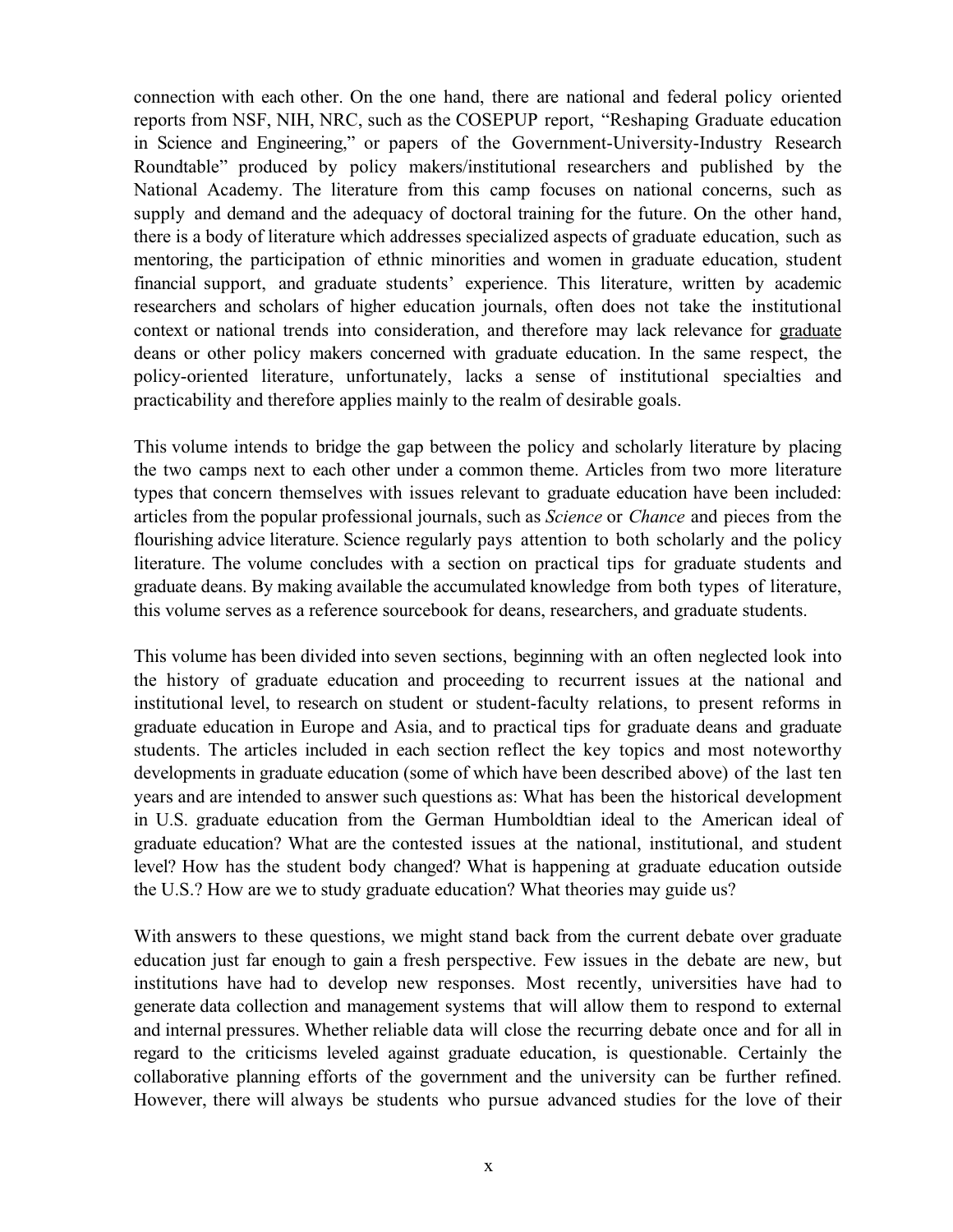connection with each other. On the one hand, there are national and federal policy oriented reports from NSF, NIH, NRC, such as the COSEPUP report, "Reshaping Graduate education in Science and Engineering," or papers of the Government-University-Industry Research Roundtable" produced by policy makers/institutional researchers and published by the National Academy. The literature from this camp focuses on national concerns, such as supply and demand and the adequacy of doctoral training for the future. On the other hand, there is a body of literature which addresses specialized aspects of graduate education, such as mentoring, the participation of ethnic minorities and women in graduate education, student financial support, and graduate students' experience. This literature, written by academic researchers and scholars of higher education journals, often does not take the institutional context or national trends into consideration, and therefore may lack relevance for graduate deans or other policy makers concerned with graduate education. In the same respect, the policy-oriented literature, unfortunately, lacks a sense of institutional specialties and practicability and therefore applies mainly to the realm of desirable goals.

This volume intends to bridge the gap between the policy and scholarly literature by placing the two camps next to each other under a common theme. Articles from two more literature types that concern themselves with issues relevant to graduate education have been included: articles from the popular professional journals, such as *Science* or *Chance* and pieces from the flourishing advice literature. Science regularly pays attention to both scholarly and the policy literature. The volume concludes with a section on practical tips for graduate students and graduate deans. By making available the accumulated knowledge from both types of literature, this volume serves as a reference sourcebook for deans, researchers, and graduate students.

This volume has been divided into seven sections, beginning with an often neglected look into the history of graduate education and proceeding to recurrent issues at the national and institutional level, to research on student or student-faculty relations, to present reforms in graduate education in Europe and Asia, and to practical tips for graduate deans and graduate students. The articles included in each section reflect the key topics and most noteworthy developments in graduate education (some of which have been described above) of the last ten years and are intended to answer such questions as: What has been the historical development in U.S. graduate education from the German Humboldtian ideal to the American ideal of graduate education? What are the contested issues at the national, institutional, and student level? How has the student body changed? What is happening at graduate education outside the U.S.? How are we to study graduate education? What theories may guide us?

With answers to these questions, we might stand back from the current debate over graduate education just far enough to gain a fresh perspective. Few issues in the debate are new, but institutions have had to develop new responses. Most recently, universities have had to generate data collection and management systems that will allow them to respond to external and internal pressures. Whether reliable data will close the recurring debate once and for all in regard to the criticisms leveled against graduate education, is questionable. Certainly the collaborative planning efforts of the government and the university can be further refined. However, there will always be students who pursue advanced studies for the love of their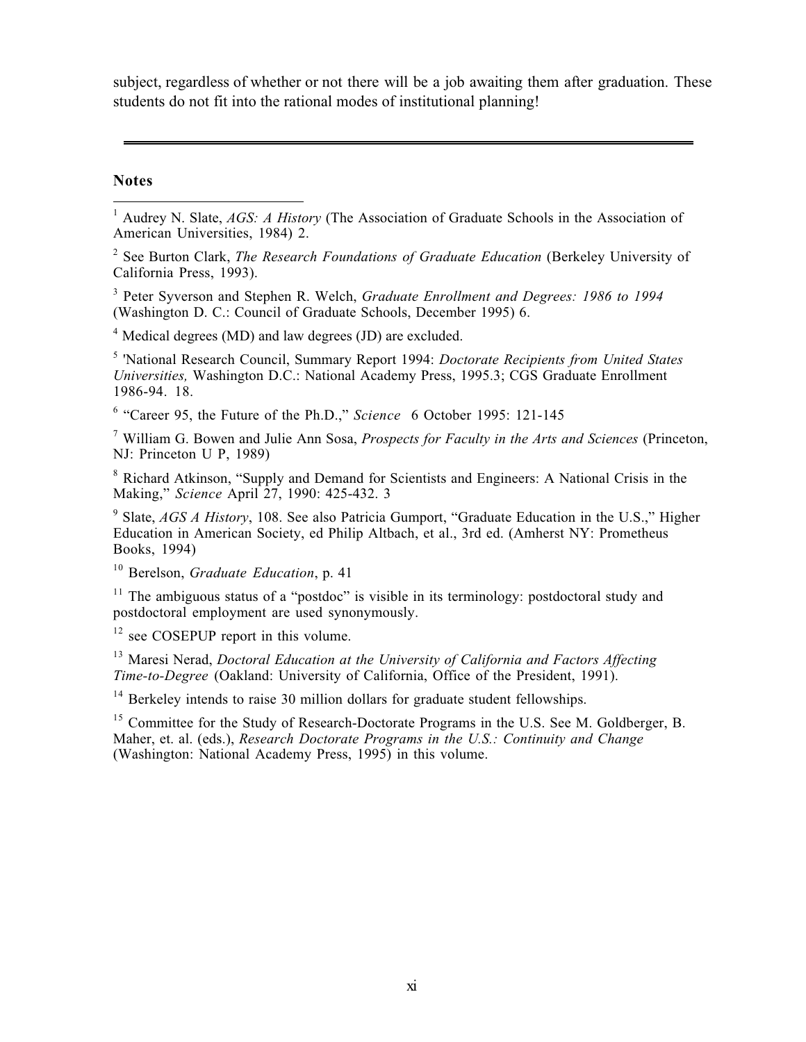subject, regardless of whether or not there will be a job awaiting them after graduation. These students do not fit into the rational modes of institutional planning!

---

**Notes**

[1] Audrey N. Slate, *AGS: A History* (The Association of Graduate Schools in the Association of American Universities, 1984) 2.

[2] See Burton Clark, *The Research Foundations of Graduate Education* (Berkeley University of California Press, 1993).

[3] Peter Syverson and Stephen R. Welch, *Graduate Enrollment and Degrees: 1986 to 1994* (Washington D. C.: Council of Graduate Schools, December 1995) 6.

[4] Medical degrees (MD) and law degrees (JD) are excluded.

[5] 'National Research Council, Summary Report 1994: *Doctorate Recipients from United States Universities,* Washington D.C.: National Academy Press, 1995.3; CGS Graduate Enrollment 1986-94. 18.

[6] "Career 95, the Future of the Ph.D.," *Science* 6 October 1995: 121-145

[7] William G. Bowen and Julie Ann Sosa, *Prospects for Faculty in the Arts and Sciences* (Princeton, NJ: Princeton U P, 1989)

[8] Richard Atkinson, "Supply and Demand for Scientists and Engineers: A National Crisis in the Making," *Science* April 27, 1990: 425-432. 3

[9] Slate, *AGS A History*, 108. See also Patricia Gumport, "Graduate Education in the U.S.," Higher Education in American Society, ed Philip Altbach, et al., 3rd ed. (Amherst NY: Prometheus Books, 1994)

[10] Berelson, *Graduate Education*, p. 41

[11] The ambiguous status of a "postdoc" is visible in its terminology: postdoctoral study and postdoctoral employment are used synonymously.

[12] see COSEPUP report in this volume.

[13] Maresi Nerad, *Doctoral Education at the University of California and Factors Affecting Time-to-Degree* (Oakland: University of California, Office of the President, 1991).

[14] Berkeley intends to raise 30 million dollars for graduate student fellowships.

[15] Committee for the Study of Research-Doctorate Programs in the U.S. See M. Goldberger, B. Maher, et. al. (eds.), *Research Doctorate Programs in the U.S.: Continuity and Change* (Washington: National Academy Press, 1995) in this volume.